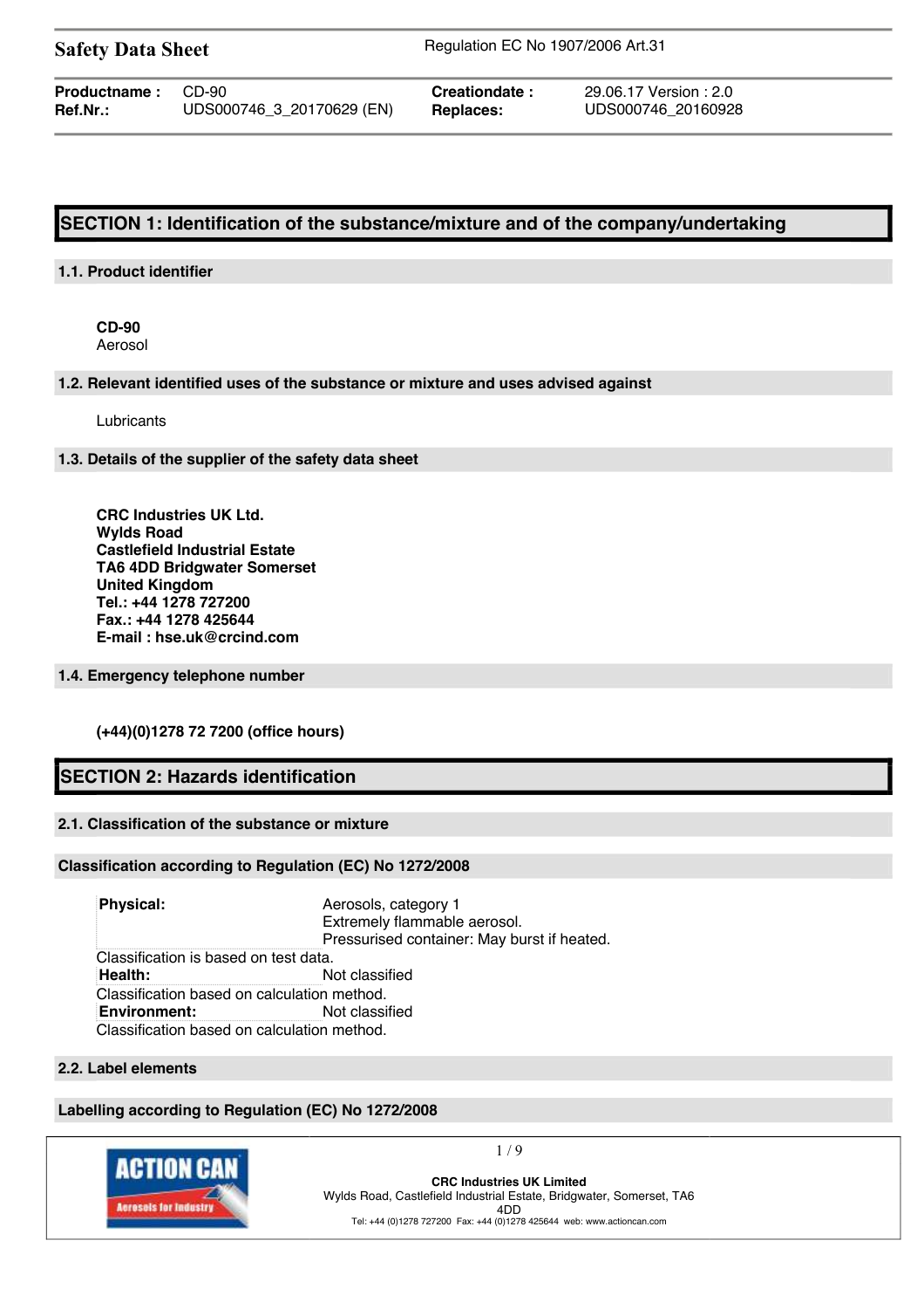**Safety Data Sheet** — Regulation EC No 1907/2006 Art.31

| Productname : | CD-90 | Creationdate : | 29.06.17 Version : 2.0 |
|---|---|---|---|
| Ref.Nr.: | UDS000746_3_20170629 (EN) | Replaces: | UDS000746_20160928 |

# SECTION 1: Identification of the substance/mixture and of the company/undertaking

## 1.1. Product identifier

**CD-90**
Aerosol

## 1.2. Relevant identified uses of the substance or mixture and uses advised against

Lubricants

## 1.3. Details of the supplier of the safety data sheet

**CRC Industries UK Ltd.**
**Wylds Road**
**Castlefield Industrial Estate**
**TA6 4DD Bridgwater Somerset**
**United Kingdom**
**Tel.: +44 1278 727200**
**Fax.: +44 1278 425644**
**E-mail : hse.uk@crcind.com**

## 1.4. Emergency telephone number

**(+44)(0)1278 72 7200 (office hours)**

# SECTION 2: Hazards identification

## 2.1. Classification of the substance or mixture

### Classification according to Regulation (EC) No 1272/2008

**Physical:** Aerosols, category 1
Extremely flammable aerosol.
Pressurised container: May burst if heated.

Classification is based on test data.

**Health:** Not classified

Classification based on calculation method.

**Environment:** Not classified

Classification based on calculation method.

## 2.2. Label elements

### Labelling according to Regulation (EC) No 1272/2008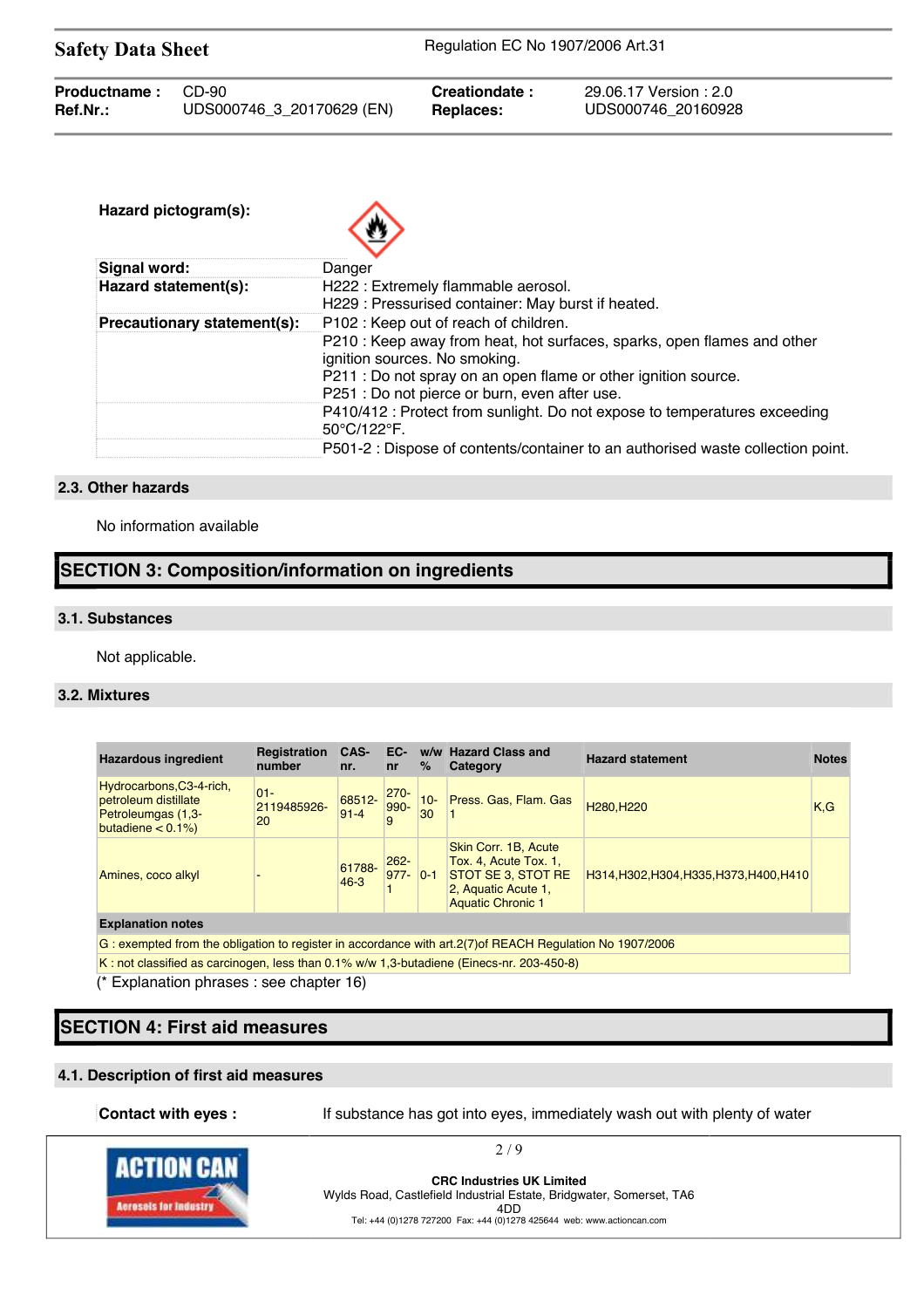| | |
|---|---|
| **Hazard pictogram(s):** | |
| **Signal word:** | Danger |
| **Hazard statement(s):** | H222 : Extremely flammable aerosol.<br>H229 : Pressurised container: May burst if heated. |
| **Precautionary statement(s):** | P102 : Keep out of reach of children.<br>P210 : Keep away from heat, hot surfaces, sparks, open flames and other ignition sources. No smoking.<br>P211 : Do not spray on an open flame or other ignition source.<br>P251 : Do not pierce or burn, even after use. |
| | P410/412 : Protect from sunlight. Do not expose to temperatures exceeding 50°C/122°F. |
| | P501-2 : Dispose of contents/container to an authorised waste collection point. |

### 2.3. Other hazards

No information available

## SECTION 3: Composition/information on ingredients

### 3.1. Substances

Not applicable.

### 3.2. Mixtures

| Hazardous ingredient | Registration number | CAS-nr. | EC-nr | w/w % | Hazard Class and Category | Hazard statement | Notes |
|---|---|---|---|---|---|---|---|
| Hydrocarbons,C3-4-rich, petroleum distillate Petroleumgas (1,3-butadiene < 0.1%) | 01-2119485926-20 | 68512-91-4 | 270-990-9 | 10-30 | Press. Gas, Flam. Gas 1 | H280,H220 | K,G |
| Amines, coco alkyl | - | 61788-46-3 | 262-977-1 | 0-1 | Skin Corr. 1B, Acute Tox. 4, Acute Tox. 1, STOT SE 3, STOT RE 2, Aquatic Acute 1, Aquatic Chronic 1 | H314,H302,H304,H335,H373,H400,H410 | |
| **Explanation notes** | | | | | | | |
| G : exempted from the obligation to register in accordance with art.2(7)of REACH Regulation No 1907/2006 | | | | | | | |
| K : not classified as carcinogen, less than 0.1% w/w 1,3-butadiene (Einecs-nr. 203-450-8) | | | | | | | |

(* Explanation phrases : see chapter 16)

## SECTION 4: First aid measures

### 4.1. Description of first aid measures

**Contact with eyes :** If substance has got into eyes, immediately wash out with plenty of water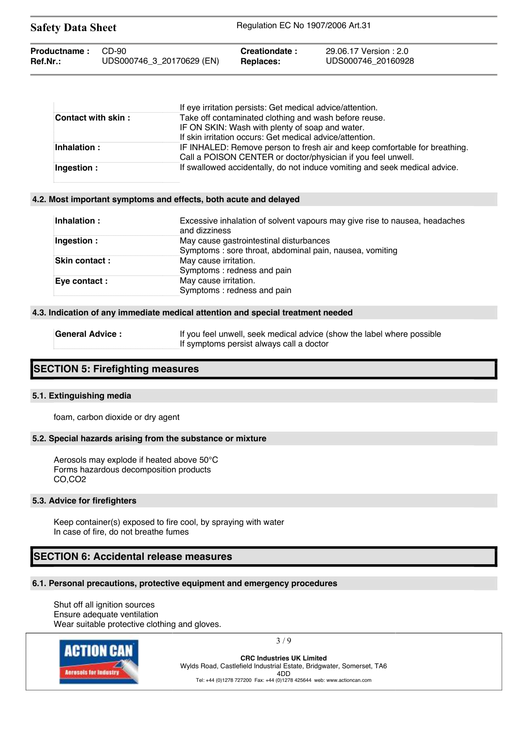| | |
|---|---|
| | If eye irritation persists: Get medical advice/attention. |
| **Contact with skin :** | Take off contaminated clothing and wash before reuse.<br>IF ON SKIN: Wash with plenty of soap and water.<br>If skin irritation occurs: Get medical advice/attention. |
| **Inhalation :** | IF INHALED: Remove person to fresh air and keep comfortable for breathing.<br>Call a POISON CENTER or doctor/physician if you feel unwell. |
| **Ingestion :** | If swallowed accidentally, do not induce vomiting and seek medical advice. |

### 4.2. Most important symptoms and effects, both acute and delayed

| | |
|---|---|
| **Inhalation :** | Excessive inhalation of solvent vapours may give rise to nausea, headaches and dizziness |
| **Ingestion :** | May cause gastrointestinal disturbances<br>Symptoms : sore throat, abdominal pain, nausea, vomiting |
| **Skin contact :** | May cause irritation.<br>Symptoms : redness and pain |
| **Eye contact :** | May cause irritation.<br>Symptoms : redness and pain |

### 4.3. Indication of any immediate medical attention and special treatment needed

| | |
|---|---|
| **General Advice :** | If you feel unwell, seek medical advice (show the label where possible<br>If symptoms persist always call a doctor |

## SECTION 5: Firefighting measures

### 5.1. Extinguishing media

foam, carbon dioxide or dry agent

### 5.2. Special hazards arising from the substance or mixture

Aerosols may explode if heated above 50°C
Forms hazardous decomposition products
CO,$CO_2$

### 5.3. Advice for firefighters

Keep container(s) exposed to fire cool, by spraying with water
In case of fire, do not breathe fumes

## SECTION 6: Accidental release measures

### 6.1. Personal precautions, protective equipment and emergency procedures

Shut off all ignition sources
Ensure adequate ventilation
Wear suitable protective clothing and gloves.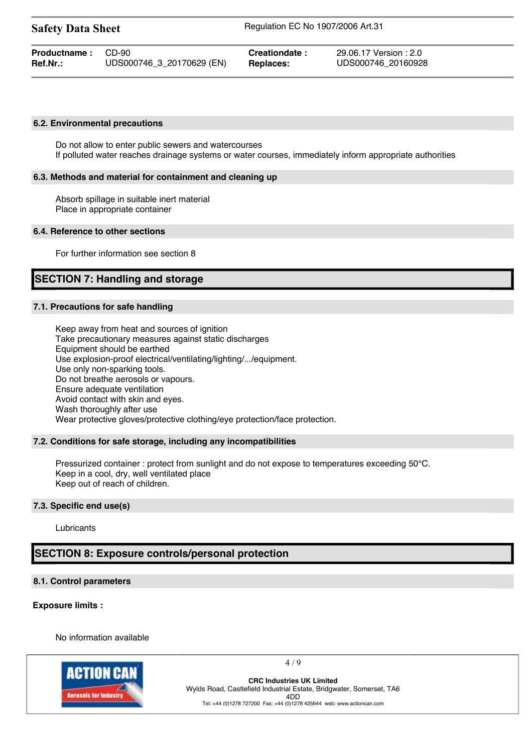### 6.2. Environmental precautions

Do not allow to enter public sewers and watercourses
If polluted water reaches drainage systems or water courses, immediately inform appropriate authorities

### 6.3. Methods and material for containment and cleaning up

Absorb spillage in suitable inert material
Place in appropriate container

### 6.4. Reference to other sections

For further information see section 8

## SECTION 7: Handling and storage

### 7.1. Precautions for safe handling

Keep away from heat and sources of ignition
Take precautionary measures against static discharges
Equipment should be earthed
Use explosion-proof electrical/ventilating/lighting/.../equipment.
Use only non-sparking tools.
Do not breathe aerosols or vapours.
Ensure adequate ventilation
Avoid contact with skin and eyes.
Wash thoroughly after use
Wear protective gloves/protective clothing/eye protection/face protection.

### 7.2. Conditions for safe storage, including any incompatibilities

Pressurized container : protect from sunlight and do not expose to temperatures exceeding 50°C.
Keep in a cool, dry, well ventilated place
Keep out of reach of children.

### 7.3. Specific end use(s)

Lubricants

## SECTION 8: Exposure controls/personal protection

### 8.1. Control parameters

**Exposure limits :**

No information available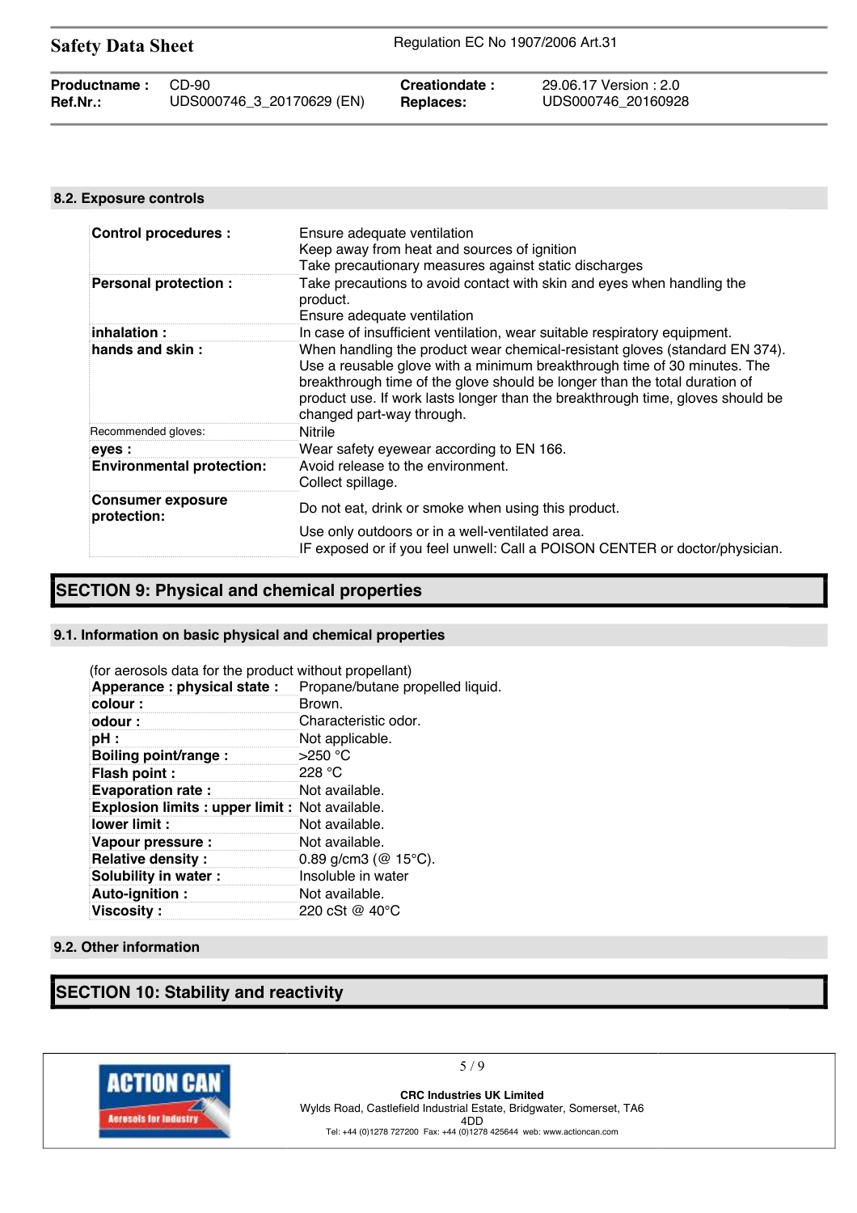### 8.2. Exposure controls

| | |
|---|---|
| **Control procedures :** | Ensure adequate ventilation<br>Keep away from heat and sources of ignition<br>Take precautionary measures against static discharges |
| **Personal protection :** | Take precautions to avoid contact with skin and eyes when handling the product.<br>Ensure adequate ventilation |
| **inhalation :** | In case of insufficient ventilation, wear suitable respiratory equipment. |
| **hands and skin :** | When handling the product wear chemical-resistant gloves (standard EN 374). Use a reusable glove with a minimum breakthrough time of 30 minutes. The breakthrough time of the glove should be longer than the total duration of product use. If work lasts longer than the breakthrough time, gloves should be changed part-way through. |
| Recommended gloves: | Nitrile |
| **eyes :** | Wear safety eyewear according to EN 166. |
| **Environmental protection:** | Avoid release to the environment.<br>Collect spillage. |
| **Consumer exposure protection:** | Do not eat, drink or smoke when using this product.<br>Use only outdoors or in a well-ventilated area.<br>IF exposed or if you feel unwell: Call a POISON CENTER or doctor/physician. |

## SECTION 9: Physical and chemical properties

### 9.1. Information on basic physical and chemical properties

(for aerosols data for the product without propellant)

| | |
|---|---|
| **Apperance : physical state :** | Propane/butane propelled liquid. |
| **colour :** | Brown. |
| **odour :** | Characteristic odor. |
| **pH :** | Not applicable. |
| **Boiling point/range :** | >250 °C |
| **Flash point :** | 228 °C |
| **Evaporation rate :** | Not available. |
| **Explosion limits : upper limit :** | Not available. |
| **lower limit :** | Not available. |
| **Vapour pressure :** | Not available. |
| **Relative density :** | 0.89 g/cm3 (@ 15°C). |
| **Solubility in water :** | Insoluble in water |
| **Auto-ignition :** | Not available. |
| **Viscosity :** | 220 cSt @ 40°C |

### 9.2. Other information

## SECTION 10: Stability and reactivity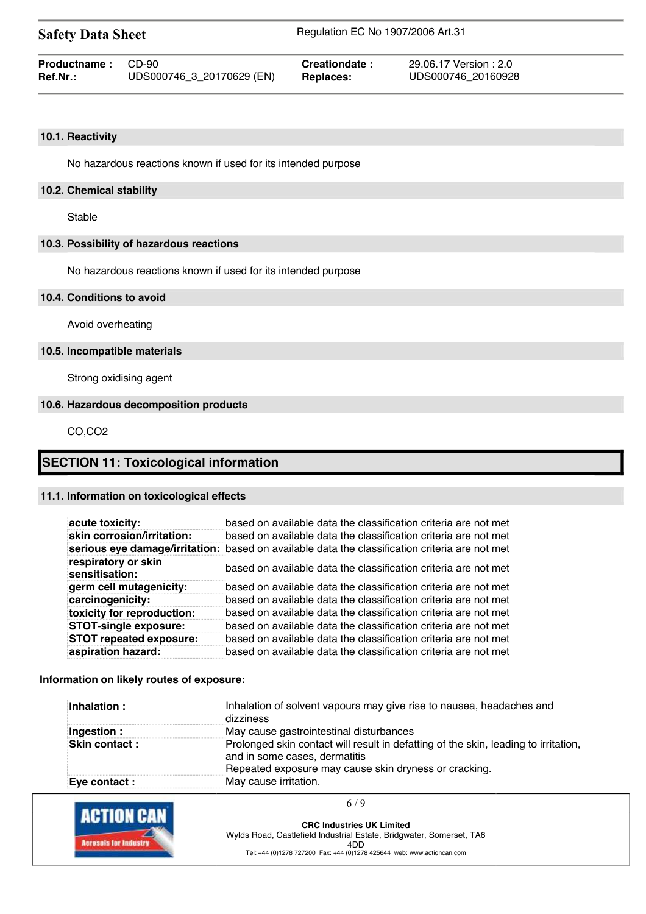### 10.1. Reactivity

No hazardous reactions known if used for its intended purpose

### 10.2. Chemical stability

Stable

### 10.3. Possibility of hazardous reactions

No hazardous reactions known if used for its intended purpose

### 10.4. Conditions to avoid

Avoid overheating

### 10.5. Incompatible materials

Strong oxidising agent

### 10.6. Hazardous decomposition products

CO,$CO_2$

## SECTION 11: Toxicological information

### 11.1. Information on toxicological effects

| | |
|---|---|
| **acute toxicity:** | based on available data the classification criteria are not met |
| **skin corrosion/irritation:** | based on available data the classification criteria are not met |
| **serious eye damage/irritation:** | based on available data the classification criteria are not met |
| **respiratory or skin sensitisation:** | based on available data the classification criteria are not met |
| **germ cell mutagenicity:** | based on available data the classification criteria are not met |
| **carcinogenicity:** | based on available data the classification criteria are not met |
| **toxicity for reproduction:** | based on available data the classification criteria are not met |
| **STOT-single exposure:** | based on available data the classification criteria are not met |
| **STOT repeated exposure:** | based on available data the classification criteria are not met |
| **aspiration hazard:** | based on available data the classification criteria are not met |

**Information on likely routes of exposure:**

| | |
|---|---|
| **Inhalation :** | Inhalation of solvent vapours may give rise to nausea, headaches and dizziness |
| **Ingestion :** | May cause gastrointestinal disturbances |
| **Skin contact :** | Prolonged skin contact will result in defatting of the skin, leading to irritation, and in some cases, dermatitis<br>Repeated exposure may cause skin dryness or cracking. |
| **Eye contact :** | May cause irritation. |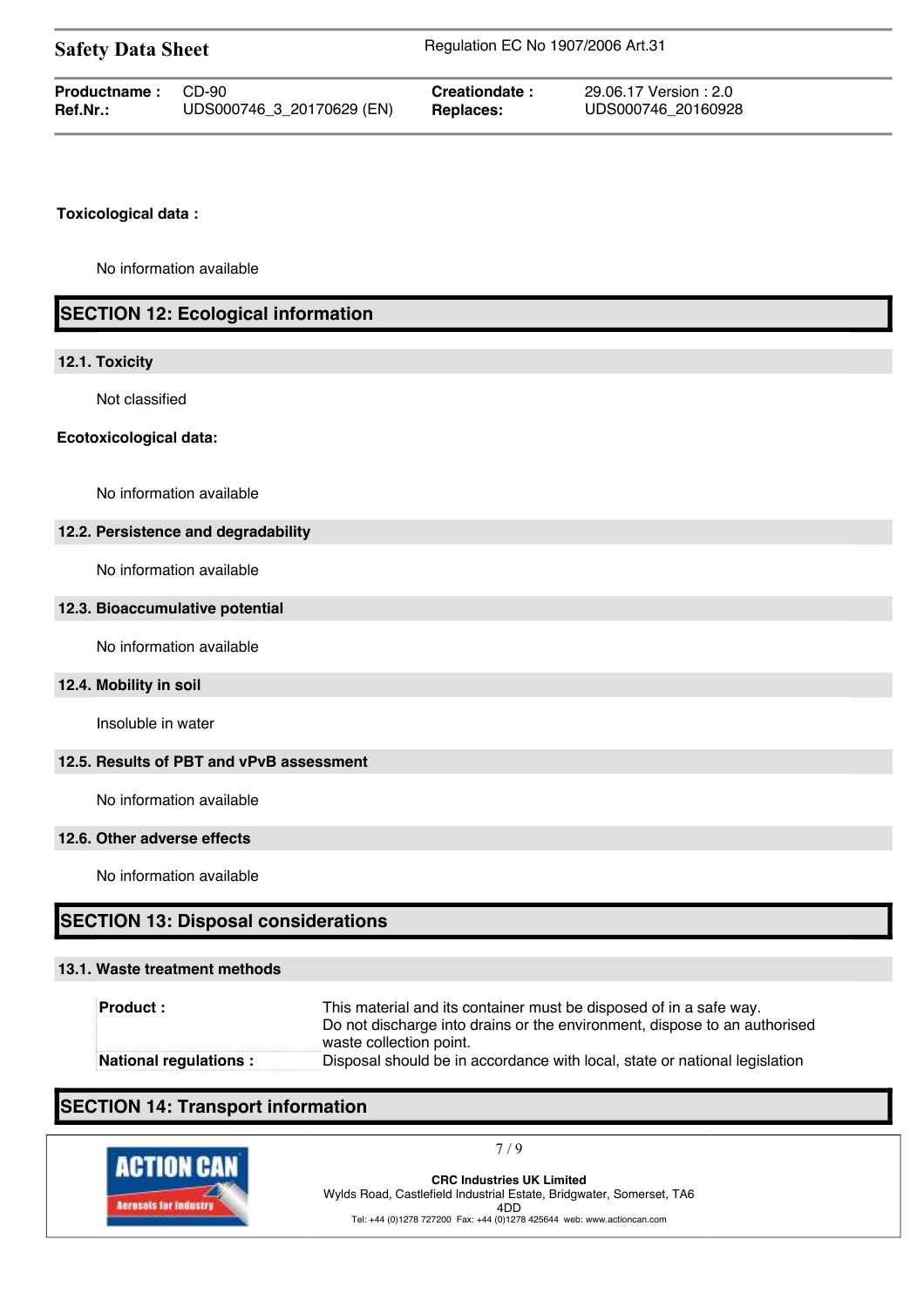**Toxicological data :**

No information available

## SECTION 12: Ecological information

### 12.1. Toxicity

Not classified

**Ecotoxicological data:**

No information available

### 12.2. Persistence and degradability

No information available

### 12.3. Bioaccumulative potential

No information available

### 12.4. Mobility in soil

Insoluble in water

### 12.5. Results of PBT and vPvB assessment

No information available

### 12.6. Other adverse effects

No information available

## SECTION 13: Disposal considerations

### 13.1. Waste treatment methods

| | |
|---|---|
| **Product :** | This material and its container must be disposed of in a safe way. Do not discharge into drains or the environment, dispose to an authorised waste collection point. |
| **National regulations :** | Disposal should be in accordance with local, state or national legislation |

## SECTION 14: Transport information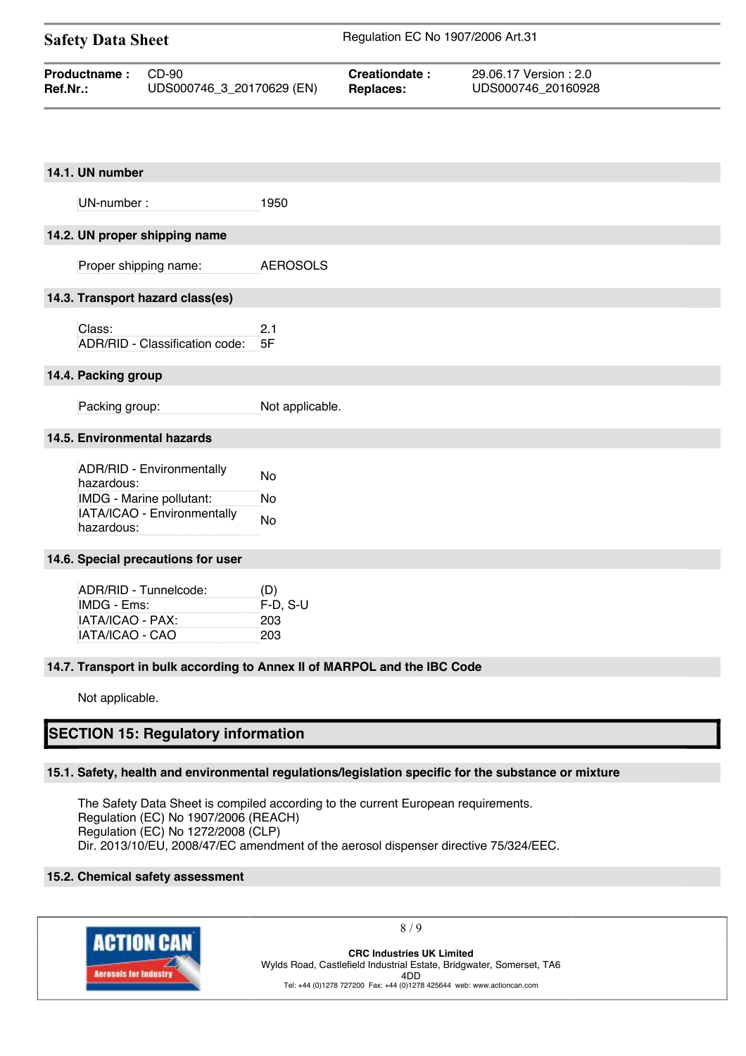### 14.1. UN number

| | |
|---|---|
| UN-number : | 1950 |

### 14.2. UN proper shipping name

| | |
|---|---|
| Proper shipping name: | AEROSOLS |

### 14.3. Transport hazard class(es)

| | |
|---|---|
| Class: | 2.1 |
| ADR/RID - Classification code: | 5F |

### 14.4. Packing group

| | |
|---|---|
| Packing group: | Not applicable. |

### 14.5. Environmental hazards

| | |
|---|---|
| ADR/RID - Environmentally hazardous: | No |
| IMDG - Marine pollutant: | No |
| IATA/ICAO - Environmentally hazardous: | No |

### 14.6. Special precautions for user

| | |
|---|---|
| ADR/RID - Tunnelcode: | (D) |
| IMDG - Ems: | F-D, S-U |
| IATA/ICAO - PAX: | 203 |
| IATA/ICAO - CAO | 203 |

### 14.7. Transport in bulk according to Annex II of MARPOL and the IBC Code

Not applicable.

## SECTION 15: Regulatory information

### 15.1. Safety, health and environmental regulations/legislation specific for the substance or mixture

The Safety Data Sheet is compiled according to the current European requirements.
Regulation (EC) No 1907/2006 (REACH)
Regulation (EC) No 1272/2008 (CLP)
Dir. 2013/10/EU, 2008/47/EC amendment of the aerosol dispenser directive 75/324/EEC.

### 15.2. Chemical safety assessment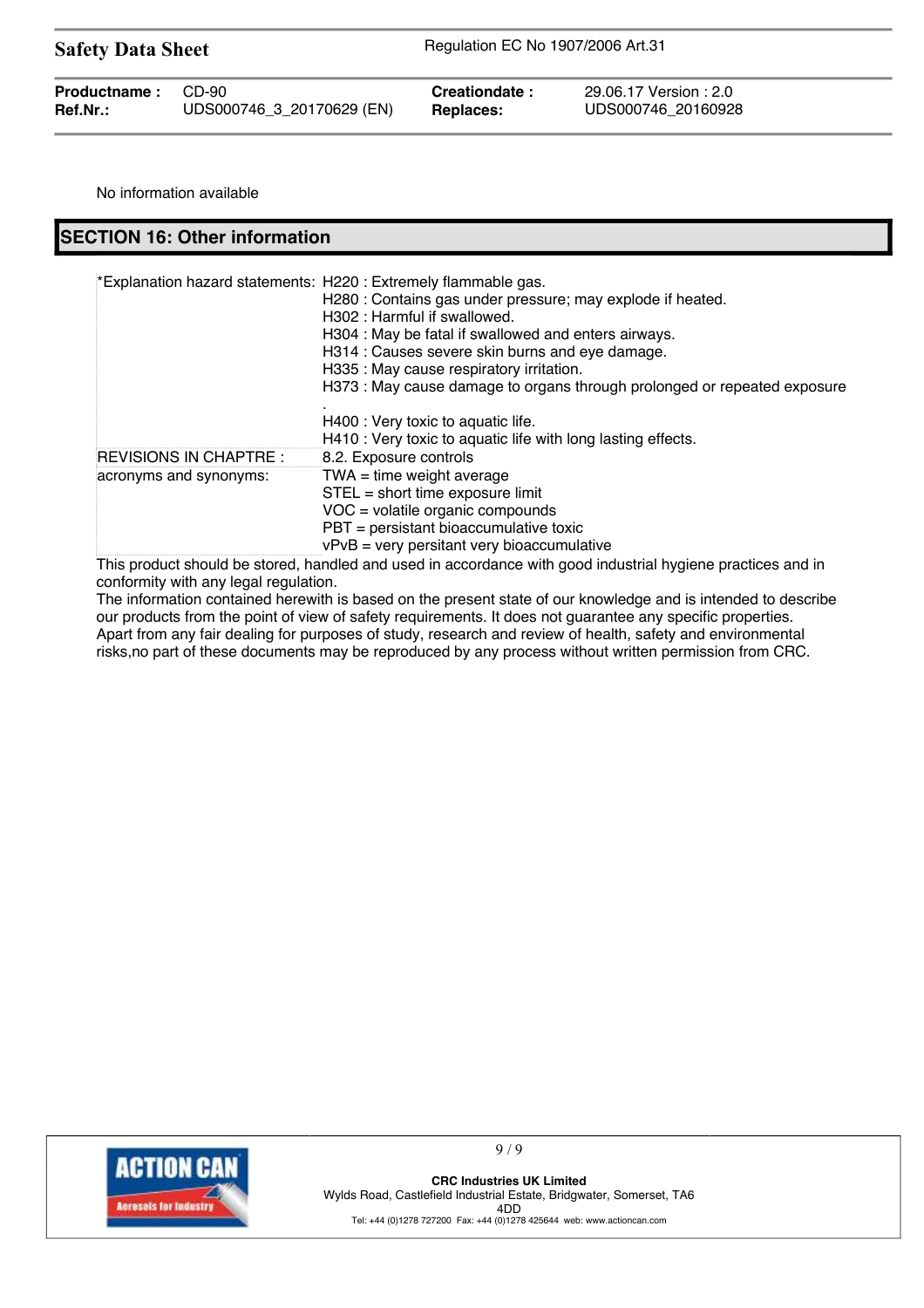No information available

## SECTION 16: Other information

| | |
|---|---|
| *Explanation hazard statements: | H220 : Extremely flammable gas.<br>H280 : Contains gas under pressure; may explode if heated.<br>H302 : Harmful if swallowed.<br>H304 : May be fatal if swallowed and enters airways.<br>H314 : Causes severe skin burns and eye damage.<br>H335 : May cause respiratory irritation.<br>H373 : May cause damage to organs through prolonged or repeated exposure<br>.<br>H400 : Very toxic to aquatic life.<br>H410 : Very toxic to aquatic life with long lasting effects. |
| REVISIONS IN CHAPTRE : | 8.2. Exposure controls |
| acronyms and synonyms: | TWA = time weight average<br>STEL = short time exposure limit<br>VOC = volatile organic compounds<br>PBT = persistant bioaccumulative toxic<br>vPvB = very persitant very bioaccumulative |

This product should be stored, handled and used in accordance with good industrial hygiene practices and in conformity with any legal regulation.
The information contained herewith is based on the present state of our knowledge and is intended to describe our products from the point of view of safety requirements. It does not guarantee any specific properties.
Apart from any fair dealing for purposes of study, research and review of health, safety and environmental risks,no part of these documents may be reproduced by any process without written permission from CRC.